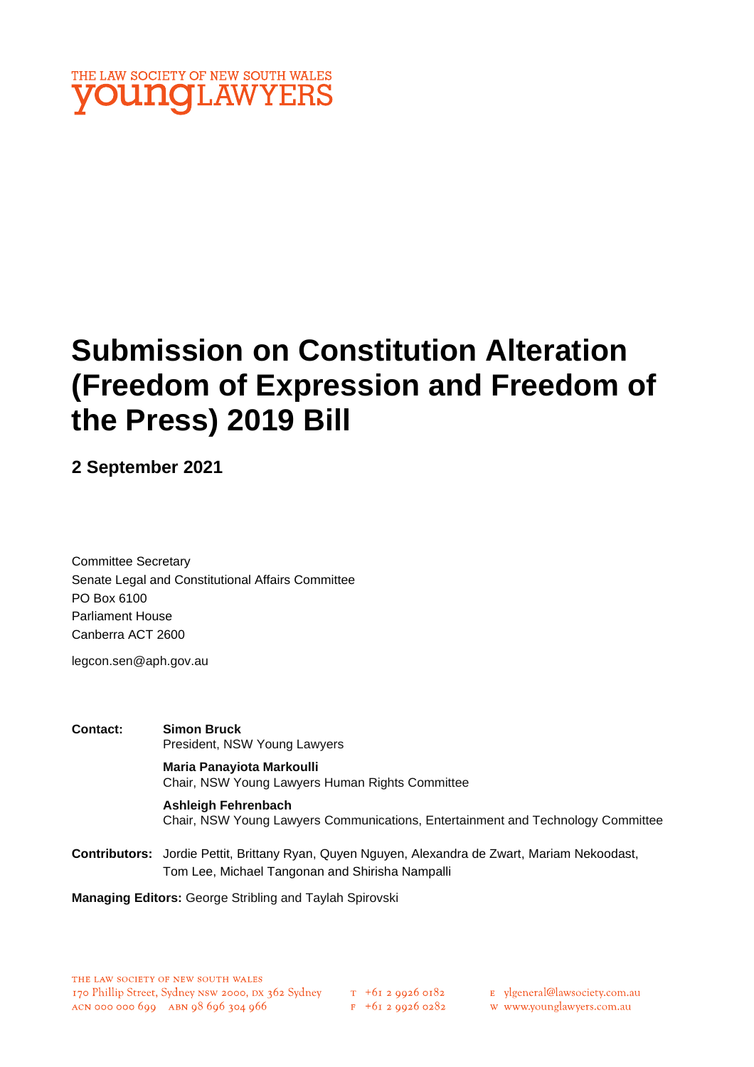THE LAW SOCIETY OF NEW SOUTH WALES
**young**LAWYERS

# Submission on Constitution Alteration (Freedom of Expression and Freedom of the Press) 2019 Bill

## 2 September 2021

Committee Secretary
Senate Legal and Constitutional Affairs Committee
PO Box 6100
Parliament House
Canberra ACT 2600

legcon.sen@aph.gov.au

**Contact:**

**Simon Bruck**
President, NSW Young Lawyers

**Maria Panayiota Markoulli**
Chair, NSW Young Lawyers Human Rights Committee

**Ashleigh Fehrenbach**
Chair, NSW Young Lawyers Communications, Entertainment and Technology Committee

**Contributors:** Jordie Pettit, Brittany Ryan, Quyen Nguyen, Alexandra de Zwart, Mariam Nekoodast, Tom Lee, Michael Tangonan and Shirisha Nampalli

**Managing Editors:** George Stribling and Taylah Spirovski

THE LAW SOCIETY OF NEW SOUTH WALES
170 Phillip Street, Sydney NSW 2000, DX 362 Sydney
ACN 000 000 699 ABN 98 696 304 966

T +61 2 9926 0182
F +61 2 9926 0282

E ylgeneral@lawsociety.com.au
W www.younglawyers.com.au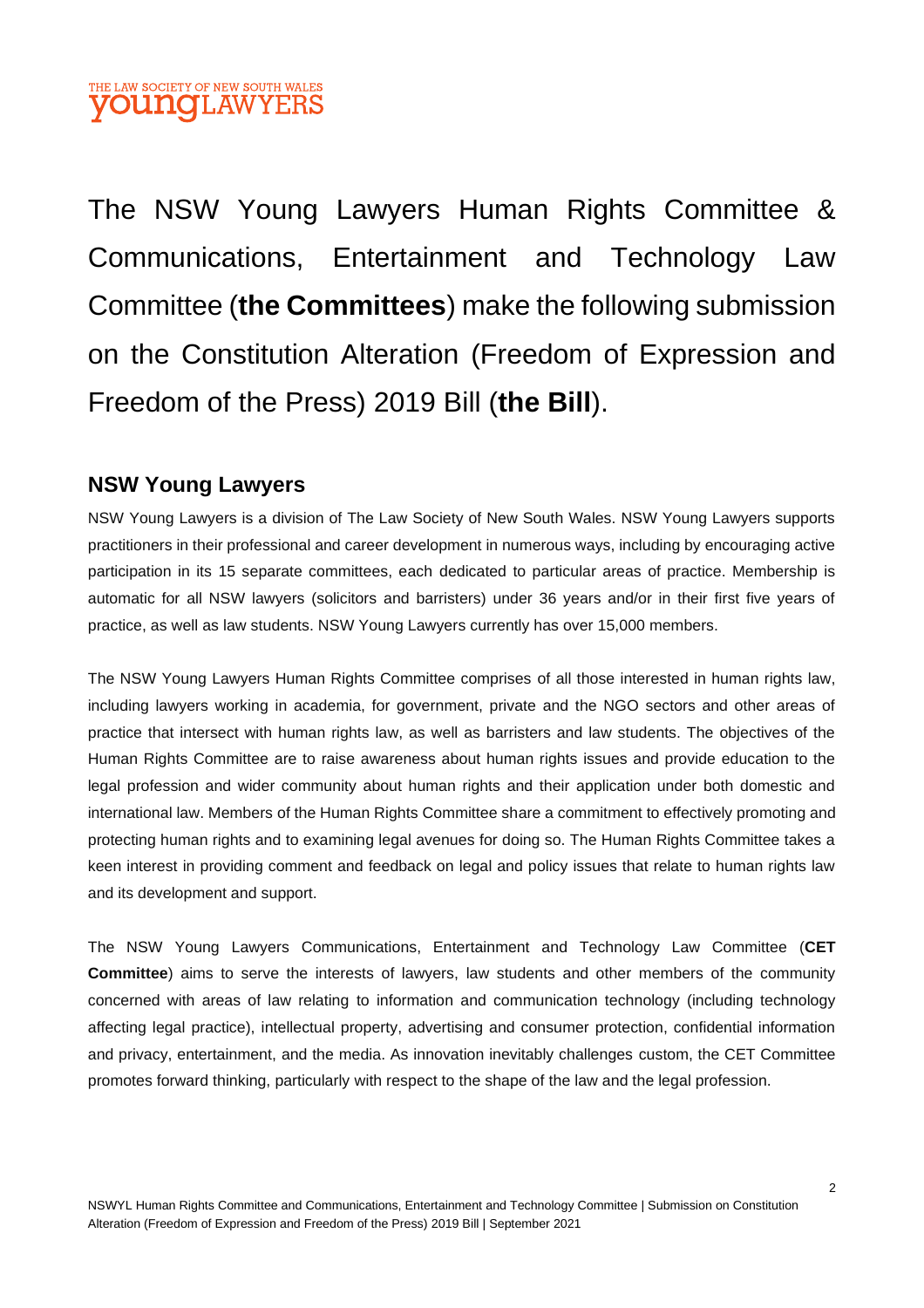The NSW Young Lawyers Human Rights Committee & Communications, Entertainment and Technology Law Committee (**the Committees**) make the following submission on the Constitution Alteration (Freedom of Expression and Freedom of the Press) 2019 Bill (**the Bill**).

## NSW Young Lawyers

NSW Young Lawyers is a division of The Law Society of New South Wales. NSW Young Lawyers supports practitioners in their professional and career development in numerous ways, including by encouraging active participation in its 15 separate committees, each dedicated to particular areas of practice. Membership is automatic for all NSW lawyers (solicitors and barristers) under 36 years and/or in their first five years of practice, as well as law students. NSW Young Lawyers currently has over 15,000 members.

The NSW Young Lawyers Human Rights Committee comprises of all those interested in human rights law, including lawyers working in academia, for government, private and the NGO sectors and other areas of practice that intersect with human rights law, as well as barristers and law students. The objectives of the Human Rights Committee are to raise awareness about human rights issues and provide education to the legal profession and wider community about human rights and their application under both domestic and international law. Members of the Human Rights Committee share a commitment to effectively promoting and protecting human rights and to examining legal avenues for doing so. The Human Rights Committee takes a keen interest in providing comment and feedback on legal and policy issues that relate to human rights law and its development and support.

The NSW Young Lawyers Communications, Entertainment and Technology Law Committee (**CET Committee**) aims to serve the interests of lawyers, law students and other members of the community concerned with areas of law relating to information and communication technology (including technology affecting legal practice), intellectual property, advertising and consumer protection, confidential information and privacy, entertainment, and the media. As innovation inevitably challenges custom, the CET Committee promotes forward thinking, particularly with respect to the shape of the law and the legal profession.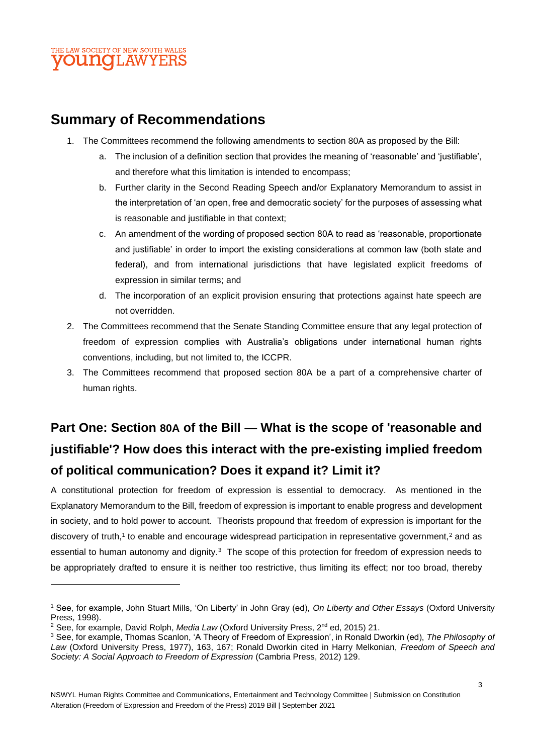## Summary of Recommendations

1. The Committees recommend the following amendments to section 80A as proposed by the Bill:
   a. The inclusion of a definition section that provides the meaning of 'reasonable' and 'justifiable', and therefore what this limitation is intended to encompass;
   b. Further clarity in the Second Reading Speech and/or Explanatory Memorandum to assist in the interpretation of 'an open, free and democratic society' for the purposes of assessing what is reasonable and justifiable in that context;
   c. An amendment of the wording of proposed section 80A to read as 'reasonable, proportionate and justifiable' in order to import the existing considerations at common law (both state and federal), and from international jurisdictions that have legislated explicit freedoms of expression in similar terms; and
   d. The incorporation of an explicit provision ensuring that protections against hate speech are not overridden.
2. The Committees recommend that the Senate Standing Committee ensure that any legal protection of freedom of expression complies with Australia's obligations under international human rights conventions, including, but not limited to, the ICCPR.
3. The Committees recommend that proposed section 80A be a part of a comprehensive charter of human rights.

## Part One: Section 80A of the Bill — What is the scope of 'reasonable and justifiable'? How does this interact with the pre-existing implied freedom of political communication? Does it expand it? Limit it?

A constitutional protection for freedom of expression is essential to democracy. As mentioned in the Explanatory Memorandum to the Bill, freedom of expression is important to enable progress and development in society, and to hold power to account. Theorists propound that freedom of expression is important for the discovery of truth,[1] to enable and encourage widespread participation in representative government,[2] and as essential to human autonomy and dignity.[3] The scope of this protection for freedom of expression needs to be appropriately drafted to ensure it is neither too restrictive, thus limiting its effect; nor too broad, thereby

---

[1] See, for example, John Stuart Mills, 'On Liberty' in John Gray (ed), *On Liberty and Other Essays* (Oxford University Press, 1998).

[2] See, for example, David Rolph, *Media Law* (Oxford University Press, 2nd ed, 2015) 21.

[3] See, for example, Thomas Scanlon, 'A Theory of Freedom of Expression', in Ronald Dworkin (ed), *The Philosophy of Law* (Oxford University Press, 1977), 163, 167; Ronald Dworkin cited in Harry Melkonian, *Freedom of Speech and Society: A Social Approach to Freedom of Expression* (Cambria Press, 2012) 129.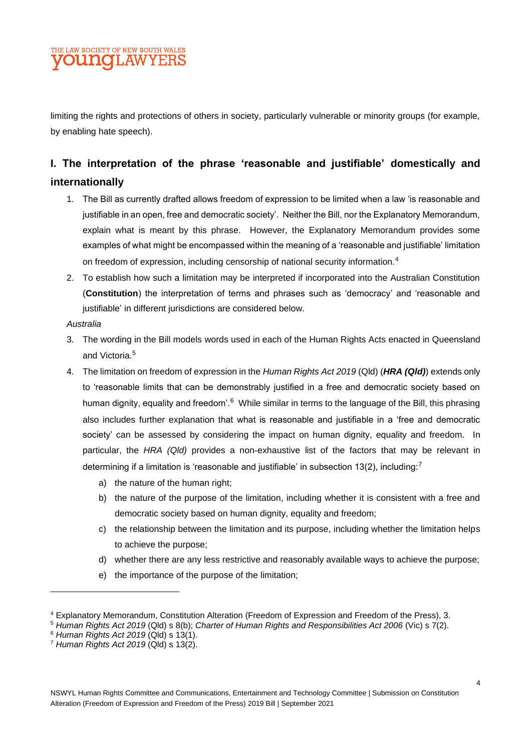limiting the rights and protections of others in society, particularly vulnerable or minority groups (for example, by enabling hate speech).

## I. The interpretation of the phrase 'reasonable and justifiable' domestically and internationally

1. The Bill as currently drafted allows freedom of expression to be limited when a law 'is reasonable and justifiable in an open, free and democratic society'. Neither the Bill, nor the Explanatory Memorandum, explain what is meant by this phrase. However, the Explanatory Memorandum provides some examples of what might be encompassed within the meaning of a 'reasonable and justifiable' limitation on freedom of expression, including censorship of national security information.[4]
2. To establish how such a limitation may be interpreted if incorporated into the Australian Constitution (**Constitution**) the interpretation of terms and phrases such as 'democracy' and 'reasonable and justifiable' in different jurisdictions are considered below.

*Australia*

3. The wording in the Bill models words used in each of the Human Rights Acts enacted in Queensland and Victoria.[5]
4. The limitation on freedom of expression in the *Human Rights Act 2019* (Qld) (***HRA (Qld)***) extends only to 'reasonable limits that can be demonstrably justified in a free and democratic society based on human dignity, equality and freedom'.[6] While similar in terms to the language of the Bill, this phrasing also includes further explanation that what is reasonable and justifiable in a 'free and democratic society' can be assessed by considering the impact on human dignity, equality and freedom. In particular, the *HRA (Qld)* provides a non-exhaustive list of the factors that may be relevant in determining if a limitation is 'reasonable and justifiable' in subsection 13(2), including:[7]
   a) the nature of the human right;
   b) the nature of the purpose of the limitation, including whether it is consistent with a free and democratic society based on human dignity, equality and freedom;
   c) the relationship between the limitation and its purpose, including whether the limitation helps to achieve the purpose;
   d) whether there are any less restrictive and reasonably available ways to achieve the purpose;
   e) the importance of the purpose of the limitation;

[4] Explanatory Memorandum, Constitution Alteration (Freedom of Expression and Freedom of the Press), 3.
[5] *Human Rights Act 2019* (Qld) s 8(b); *Charter of Human Rights and Responsibilities Act 2006* (Vic) s 7(2).
[6] *Human Rights Act 2019* (Qld) s 13(1).
[7] *Human Rights Act 2019* (Qld) s 13(2).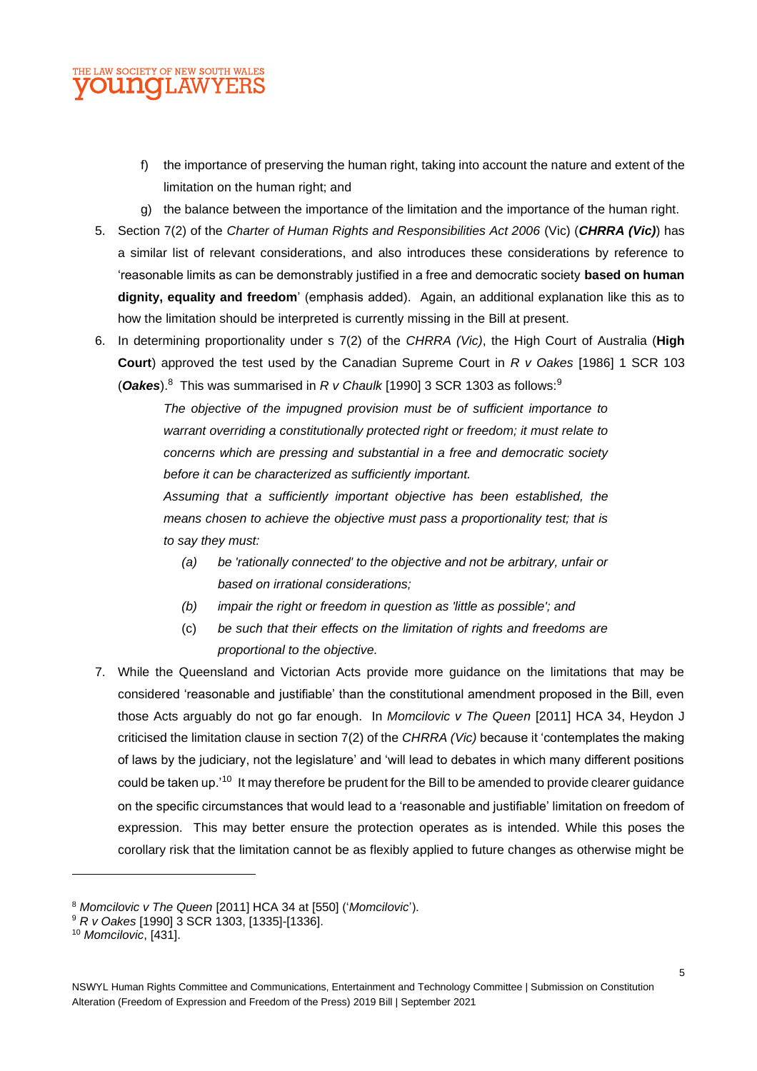f) the importance of preserving the human right, taking into account the nature and extent of the limitation on the human right; and

g) the balance between the importance of the limitation and the importance of the human right.

5. Section 7(2) of the *Charter of Human Rights and Responsibilities Act 2006* (Vic) (***CHRRA (Vic)***) has a similar list of relevant considerations, and also introduces these considerations by reference to 'reasonable limits as can be demonstrably justified in a free and democratic society **based on human dignity, equality and freedom**' (emphasis added). Again, an additional explanation like this as to how the limitation should be interpreted is currently missing in the Bill at present.

6. In determining proportionality under s 7(2) of the *CHRRA (Vic)*, the High Court of Australia (**High Court**) approved the test used by the Canadian Supreme Court in *R v Oakes* [1986] 1 SCR 103 (***Oakes***).[8] This was summarised in *R v Chaulk* [1990] 3 SCR 1303 as follows:[9]

> *The objective of the impugned provision must be of sufficient importance to warrant overriding a constitutionally protected right or freedom; it must relate to concerns which are pressing and substantial in a free and democratic society before it can be characterized as sufficiently important.*
>
> *Assuming that a sufficiently important objective has been established, the means chosen to achieve the objective must pass a proportionality test; that is to say they must:*
>
> *(a) be 'rationally connected' to the objective and not be arbitrary, unfair or based on irrational considerations;*
>
> *(b) impair the right or freedom in question as 'little as possible'; and*
>
> (c) *be such that their effects on the limitation of rights and freedoms are proportional to the objective.*

7. While the Queensland and Victorian Acts provide more guidance on the limitations that may be considered 'reasonable and justifiable' than the constitutional amendment proposed in the Bill, even those Acts arguably do not go far enough. In *Momcilovic v The Queen* [2011] HCA 34, Heydon J criticised the limitation clause in section 7(2) of the *CHRRA (Vic)* because it 'contemplates the making of laws by the judiciary, not the legislature' and 'will lead to debates in which many different positions could be taken up.'[10] It may therefore be prudent for the Bill to be amended to provide clearer guidance on the specific circumstances that would lead to a 'reasonable and justifiable' limitation on freedom of expression. This may better ensure the protection operates as is intended. While this poses the corollary risk that the limitation cannot be as flexibly applied to future changes as otherwise might be

---

[8] *Momcilovic v The Queen* [2011] HCA 34 at [550] ('*Momcilovic*').

[9] *R v Oakes* [1990] 3 SCR 1303, [1335]-[1336].

[10] *Momcilovic*, [431].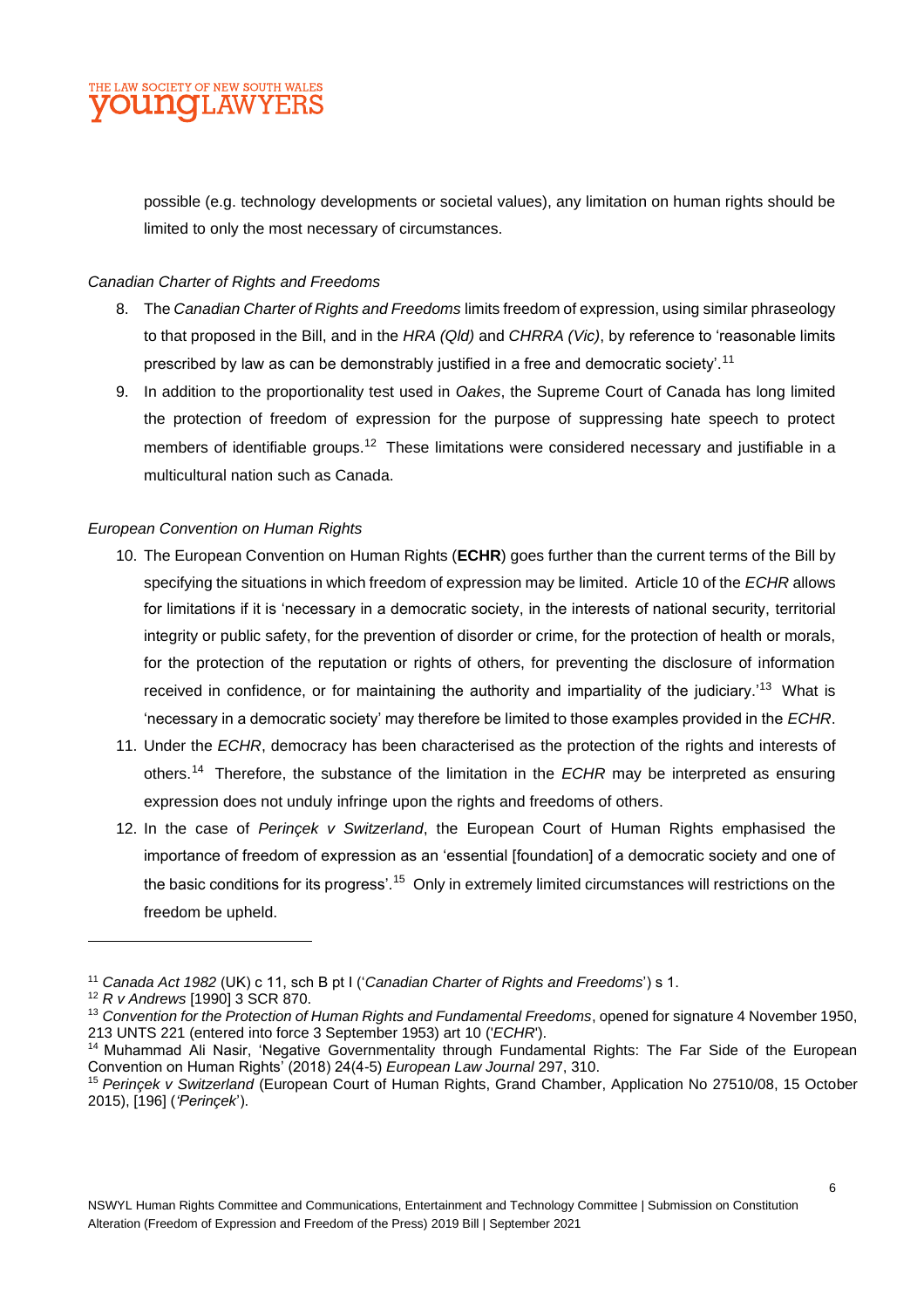possible (e.g. technology developments or societal values), any limitation on human rights should be limited to only the most necessary of circumstances.

*Canadian Charter of Rights and Freedoms*

8. The *Canadian Charter of Rights and Freedoms* limits freedom of expression, using similar phraseology to that proposed in the Bill, and in the *HRA (Qld)* and *CHRRA (Vic)*, by reference to 'reasonable limits prescribed by law as can be demonstrably justified in a free and democratic society'.[11]
9. In addition to the proportionality test used in *Oakes*, the Supreme Court of Canada has long limited the protection of freedom of expression for the purpose of suppressing hate speech to protect members of identifiable groups.[12] These limitations were considered necessary and justifiable in a multicultural nation such as Canada.

*European Convention on Human Rights*

10. The European Convention on Human Rights (**ECHR**) goes further than the current terms of the Bill by specifying the situations in which freedom of expression may be limited. Article 10 of the *ECHR* allows for limitations if it is 'necessary in a democratic society, in the interests of national security, territorial integrity or public safety, for the prevention of disorder or crime, for the protection of health or morals, for the protection of the reputation or rights of others, for preventing the disclosure of information received in confidence, or for maintaining the authority and impartiality of the judiciary.'[13] What is 'necessary in a democratic society' may therefore be limited to those examples provided in the *ECHR*.
11. Under the *ECHR*, democracy has been characterised as the protection of the rights and interests of others.[14] Therefore, the substance of the limitation in the *ECHR* may be interpreted as ensuring expression does not unduly infringe upon the rights and freedoms of others.
12. In the case of *Perinçek v Switzerland*, the European Court of Human Rights emphasised the importance of freedom of expression as an 'essential [foundation] of a democratic society and one of the basic conditions for its progress'.[15] Only in extremely limited circumstances will restrictions on the freedom be upheld.

---

[11] *Canada Act 1982* (UK) c 11, sch B pt I ('*Canadian Charter of Rights and Freedoms*') s 1.

[12] *R v Andrews* [1990] 3 SCR 870.

[13] *Convention for the Protection of Human Rights and Fundamental Freedoms*, opened for signature 4 November 1950, 213 UNTS 221 (entered into force 3 September 1953) art 10 ('*ECHR*').

[14] Muhammad Ali Nasir, 'Negative Governmentality through Fundamental Rights: The Far Side of the European Convention on Human Rights' (2018) 24(4-5) *European Law Journal* 297, 310.

[15] *Perinçek v Switzerland* (European Court of Human Rights, Grand Chamber, Application No 27510/08, 15 October 2015), [196] ('*Perinçek*').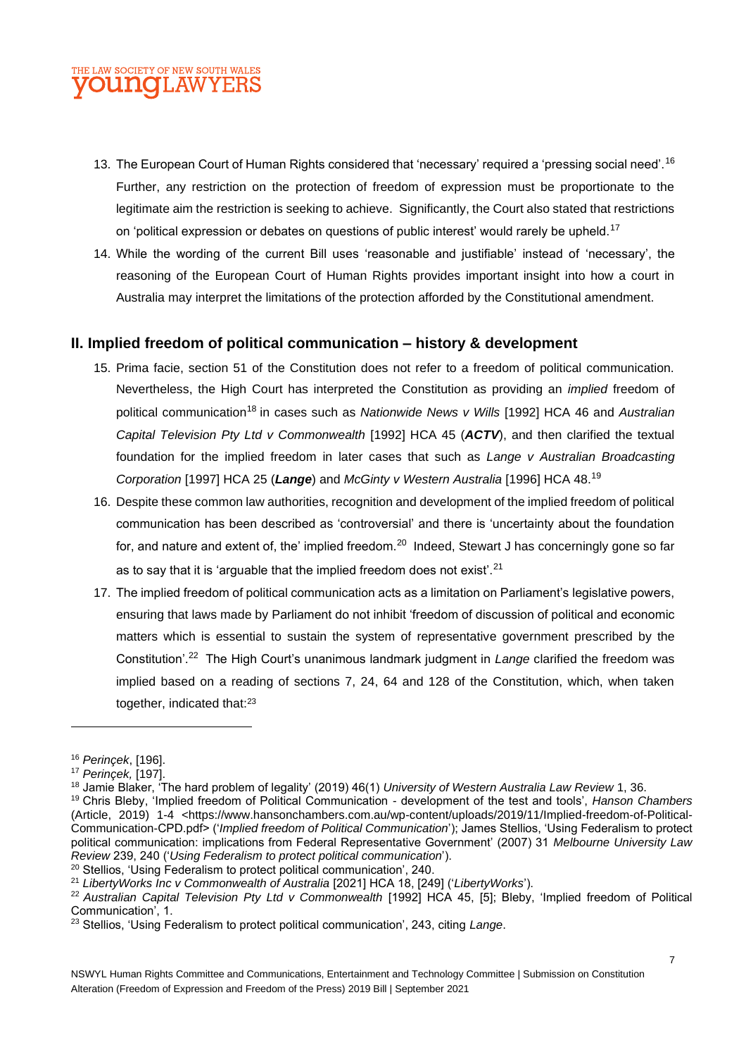13. The European Court of Human Rights considered that 'necessary' required a 'pressing social need'.[16] Further, any restriction on the protection of freedom of expression must be proportionate to the legitimate aim the restriction is seeking to achieve. Significantly, the Court also stated that restrictions on 'political expression or debates on questions of public interest' would rarely be upheld.[17]
14. While the wording of the current Bill uses 'reasonable and justifiable' instead of 'necessary', the reasoning of the European Court of Human Rights provides important insight into how a court in Australia may interpret the limitations of the protection afforded by the Constitutional amendment.

## II. Implied freedom of political communication – history & development

15. Prima facie, section 51 of the Constitution does not refer to a freedom of political communication. Nevertheless, the High Court has interpreted the Constitution as providing an *implied* freedom of political communication[18] in cases such as *Nationwide News v Wills* [1992] HCA 46 and *Australian Capital Television Pty Ltd v Commonwealth* [1992] HCA 45 (***ACTV***), and then clarified the textual foundation for the implied freedom in later cases that such as *Lange v Australian Broadcasting Corporation* [1997] HCA 25 (***Lange***) and *McGinty v Western Australia* [1996] HCA 48.[19]
16. Despite these common law authorities, recognition and development of the implied freedom of political communication has been described as 'controversial' and there is 'uncertainty about the foundation for, and nature and extent of, the' implied freedom.[20] Indeed, Stewart J has concerningly gone so far as to say that it is 'arguable that the implied freedom does not exist'.[21]
17. The implied freedom of political communication acts as a limitation on Parliament's legislative powers, ensuring that laws made by Parliament do not inhibit 'freedom of discussion of political and economic matters which is essential to sustain the system of representative government prescribed by the Constitution'.[22] The High Court's unanimous landmark judgment in *Lange* clarified the freedom was implied based on a reading of sections 7, 24, 64 and 128 of the Constitution, which, when taken together, indicated that:[23]

---

[16] *Perinçek*, [196].
[17] *Perinçek,* [197].
[18] Jamie Blaker, 'The hard problem of legality' (2019) 46(1) *University of Western Australia Law Review* 1, 36.
[19] Chris Bleby, 'Implied freedom of Political Communication - development of the test and tools', *Hanson Chambers* (Article, 2019) 1-4 <https://www.hansonchambers.com.au/wp-content/uploads/2019/11/Implied-freedom-of-Political-Communication-CPD.pdf> ('*Implied freedom of Political Communication*'); James Stellios, 'Using Federalism to protect political communication: implications from Federal Representative Government' (2007) 31 *Melbourne University Law Review* 239, 240 ('*Using Federalism to protect political communication*').
[20] Stellios, 'Using Federalism to protect political communication', 240.
[21] *LibertyWorks Inc v Commonwealth of Australia* [2021] HCA 18, [249] ('*LibertyWorks*').
[22] *Australian Capital Television Pty Ltd v Commonwealth* [1992] HCA 45, [5]; Bleby, 'Implied freedom of Political Communication', 1.
[23] Stellios, 'Using Federalism to protect political communication', 243, citing *Lange*.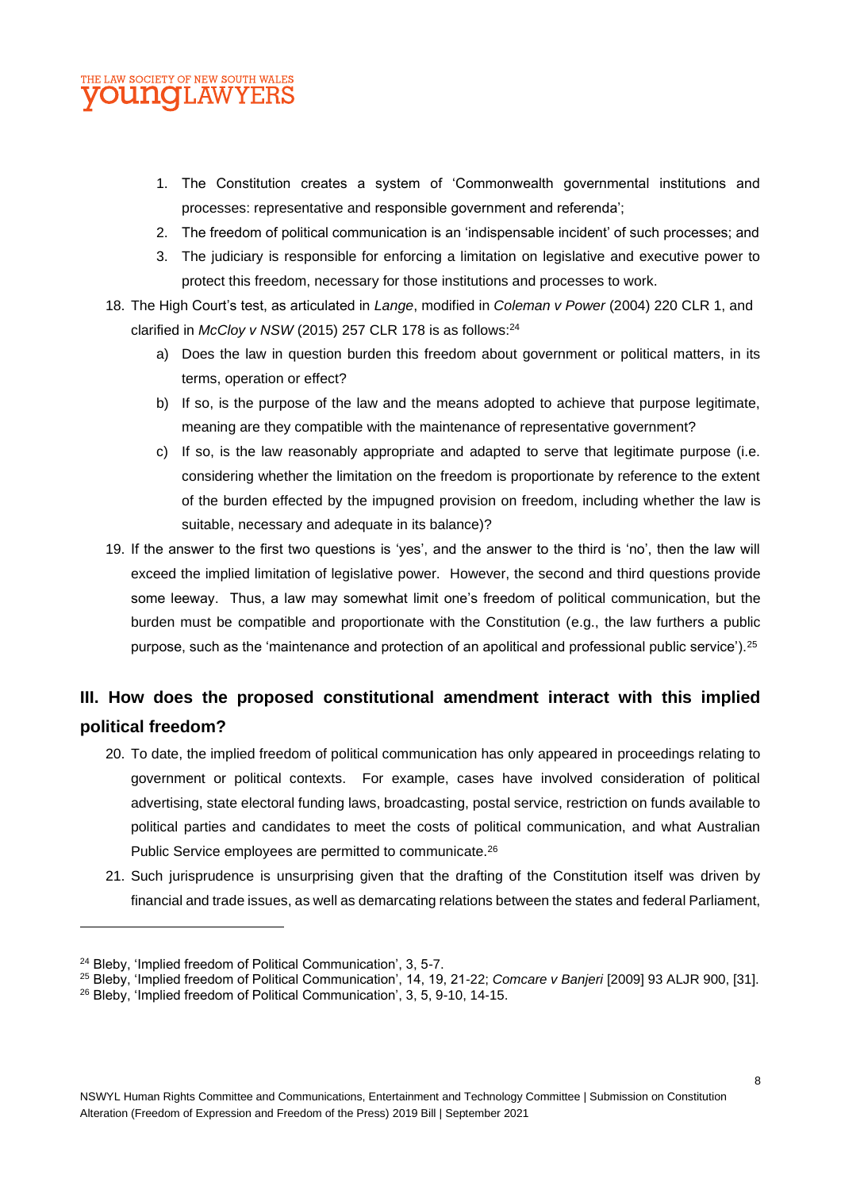1. The Constitution creates a system of 'Commonwealth governmental institutions and processes: representative and responsible government and referenda';
2. The freedom of political communication is an 'indispensable incident' of such processes; and
3. The judiciary is responsible for enforcing a limitation on legislative and executive power to protect this freedom, necessary for those institutions and processes to work.

18. The High Court's test, as articulated in *Lange*, modified in *Coleman v Power* (2004) 220 CLR 1, and clarified in *McCloy v NSW* (2015) 257 CLR 178 is as follows:[24]
    a) Does the law in question burden this freedom about government or political matters, in its terms, operation or effect?
    b) If so, is the purpose of the law and the means adopted to achieve that purpose legitimate, meaning are they compatible with the maintenance of representative government?
    c) If so, is the law reasonably appropriate and adapted to serve that legitimate purpose (i.e. considering whether the limitation on the freedom is proportionate by reference to the extent of the burden effected by the impugned provision on freedom, including whether the law is suitable, necessary and adequate in its balance)?

19. If the answer to the first two questions is 'yes', and the answer to the third is 'no', then the law will exceed the implied limitation of legislative power. However, the second and third questions provide some leeway. Thus, a law may somewhat limit one's freedom of political communication, but the burden must be compatible and proportionate with the Constitution (e.g., the law furthers a public purpose, such as the 'maintenance and protection of an apolitical and professional public service').[25]

## III. How does the proposed constitutional amendment interact with this implied political freedom?

20. To date, the implied freedom of political communication has only appeared in proceedings relating to government or political contexts. For example, cases have involved consideration of political advertising, state electoral funding laws, broadcasting, postal service, restriction on funds available to political parties and candidates to meet the costs of political communication, and what Australian Public Service employees are permitted to communicate.[26]

21. Such jurisprudence is unsurprising given that the drafting of the Constitution itself was driven by financial and trade issues, as well as demarcating relations between the states and federal Parliament,

---

[24] Bleby, 'Implied freedom of Political Communication', 3, 5-7.

[25] Bleby, 'Implied freedom of Political Communication', 14, 19, 21-22; *Comcare v Banjeri* [2009] 93 ALJR 900, [31].

[26] Bleby, 'Implied freedom of Political Communication', 3, 5, 9-10, 14-15.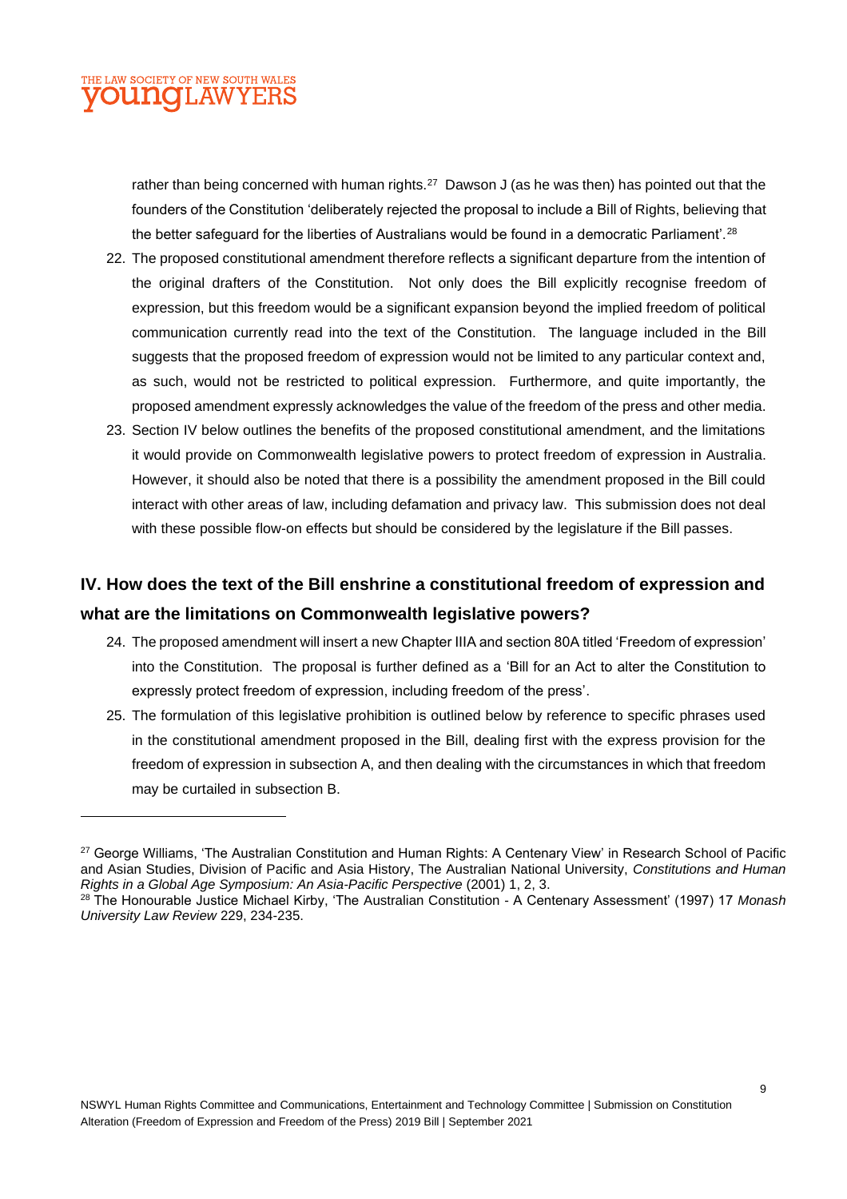rather than being concerned with human rights.[27] Dawson J (as he was then) has pointed out that the founders of the Constitution 'deliberately rejected the proposal to include a Bill of Rights, believing that the better safeguard for the liberties of Australians would be found in a democratic Parliament'.[28]

22. The proposed constitutional amendment therefore reflects a significant departure from the intention of the original drafters of the Constitution. Not only does the Bill explicitly recognise freedom of expression, but this freedom would be a significant expansion beyond the implied freedom of political communication currently read into the text of the Constitution. The language included in the Bill suggests that the proposed freedom of expression would not be limited to any particular context and, as such, would not be restricted to political expression. Furthermore, and quite importantly, the proposed amendment expressly acknowledges the value of the freedom of the press and other media.
23. Section IV below outlines the benefits of the proposed constitutional amendment, and the limitations it would provide on Commonwealth legislative powers to protect freedom of expression in Australia. However, it should also be noted that there is a possibility the amendment proposed in the Bill could interact with other areas of law, including defamation and privacy law. This submission does not deal with these possible flow-on effects but should be considered by the legislature if the Bill passes.

## IV. How does the text of the Bill enshrine a constitutional freedom of expression and what are the limitations on Commonwealth legislative powers?

24. The proposed amendment will insert a new Chapter IIIA and section 80A titled 'Freedom of expression' into the Constitution. The proposal is further defined as a 'Bill for an Act to alter the Constitution to expressly protect freedom of expression, including freedom of the press'.
25. The formulation of this legislative prohibition is outlined below by reference to specific phrases used in the constitutional amendment proposed in the Bill, dealing first with the express provision for the freedom of expression in subsection A, and then dealing with the circumstances in which that freedom may be curtailed in subsection B.

---

[27] George Williams, 'The Australian Constitution and Human Rights: A Centenary View' in Research School of Pacific and Asian Studies, Division of Pacific and Asia History, The Australian National University, *Constitutions and Human Rights in a Global Age Symposium: An Asia-Pacific Perspective* (2001) 1, 2, 3.

[28] The Honourable Justice Michael Kirby, 'The Australian Constitution - A Centenary Assessment' (1997) 17 *Monash University Law Review* 229, 234-235.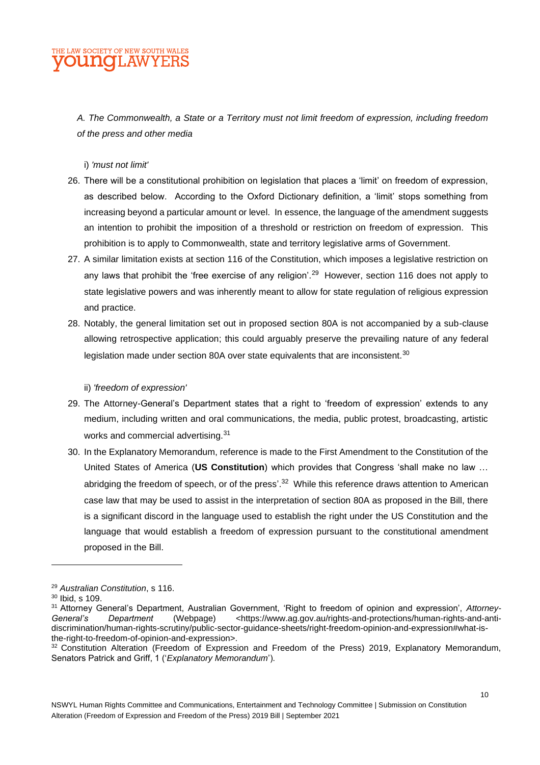*A. The Commonwealth, a State or a Territory must not limit freedom of expression, including freedom of the press and other media*

i) *'must not limit'*

26. There will be a constitutional prohibition on legislation that places a 'limit' on freedom of expression, as described below. According to the Oxford Dictionary definition, a 'limit' stops something from increasing beyond a particular amount or level. In essence, the language of the amendment suggests an intention to prohibit the imposition of a threshold or restriction on freedom of expression. This prohibition is to apply to Commonwealth, state and territory legislative arms of Government.
27. A similar limitation exists at section 116 of the Constitution, which imposes a legislative restriction on any laws that prohibit the 'free exercise of any religion'.[29] However, section 116 does not apply to state legislative powers and was inherently meant to allow for state regulation of religious expression and practice.
28. Notably, the general limitation set out in proposed section 80A is not accompanied by a sub-clause allowing retrospective application; this could arguably preserve the prevailing nature of any federal legislation made under section 80A over state equivalents that are inconsistent.[30]

ii) *'freedom of expression'*

29. The Attorney-General's Department states that a right to 'freedom of expression' extends to any medium, including written and oral communications, the media, public protest, broadcasting, artistic works and commercial advertising.[31]
30. In the Explanatory Memorandum, reference is made to the First Amendment to the Constitution of the United States of America (**US Constitution**) which provides that Congress 'shall make no law … abridging the freedom of speech, or of the press'.[32] While this reference draws attention to American case law that may be used to assist in the interpretation of section 80A as proposed in the Bill, there is a significant discord in the language used to establish the right under the US Constitution and the language that would establish a freedom of expression pursuant to the constitutional amendment proposed in the Bill.

---

[29] *Australian Constitution*, s 116.

[30] Ibid, s 109.

[31] Attorney General's Department, Australian Government, 'Right to freedom of opinion and expression', *Attorney-General's Department* (Webpage) <https://www.ag.gov.au/rights-and-protections/human-rights-and-anti-discrimination/human-rights-scrutiny/public-sector-guidance-sheets/right-freedom-opinion-and-expression#what-is-the-right-to-freedom-of-opinion-and-expression>.

[32] Constitution Alteration (Freedom of Expression and Freedom of the Press) 2019, Explanatory Memorandum, Senators Patrick and Griff, 1 ('*Explanatory Memorandum*').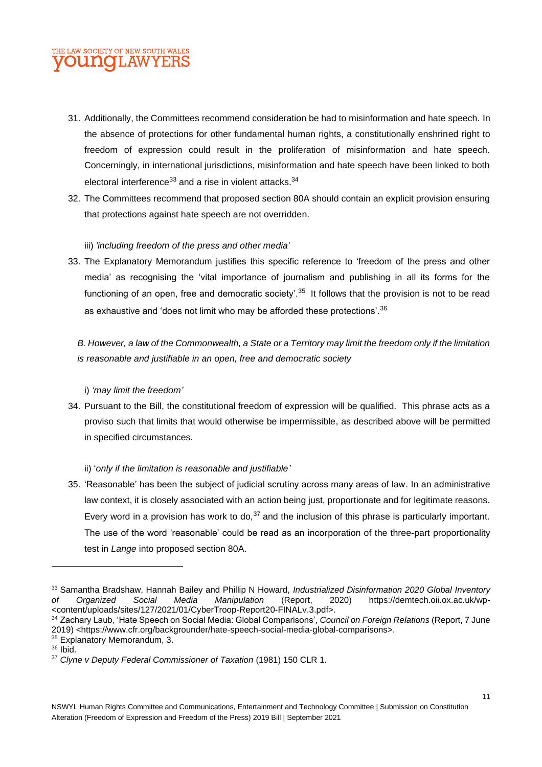31. Additionally, the Committees recommend consideration be had to misinformation and hate speech. In the absence of protections for other fundamental human rights, a constitutionally enshrined right to freedom of expression could result in the proliferation of misinformation and hate speech. Concerningly, in international jurisdictions, misinformation and hate speech have been linked to both electoral interference[33] and a rise in violent attacks.[34]

32. The Committees recommend that proposed section 80A should contain an explicit provision ensuring that protections against hate speech are not overridden.

iii) *'including freedom of the press and other media'*

33. The Explanatory Memorandum justifies this specific reference to 'freedom of the press and other media' as recognising the 'vital importance of journalism and publishing in all its forms for the functioning of an open, free and democratic society'.[35] It follows that the provision is not to be read as exhaustive and 'does not limit who may be afforded these protections'.[36]

*B. However, a law of the Commonwealth, a State or a Territory may limit the freedom only if the limitation is reasonable and justifiable in an open, free and democratic society*

i) *'may limit the freedom'*

34. Pursuant to the Bill, the constitutional freedom of expression will be qualified. This phrase acts as a proviso such that limits that would otherwise be impermissible, as described above will be permitted in specified circumstances.

ii) '*only if the limitation is reasonable and justifiable'*

35. 'Reasonable' has been the subject of judicial scrutiny across many areas of law. In an administrative law context, it is closely associated with an action being just, proportionate and for legitimate reasons. Every word in a provision has work to do,[37] and the inclusion of this phrase is particularly important. The use of the word 'reasonable' could be read as an incorporation of the three-part proportionality test in *Lange* into proposed section 80A.

---

[33] Samantha Bradshaw, Hannah Bailey and Phillip N Howard, *Industrialized Disinformation 2020 Global Inventory of Organized Social Media Manipulation* (Report, 2020) https://demtech.oii.ox.ac.uk/wp-<content/uploads/sites/127/2021/01/CyberTroop-Report20-FINALv.3.pdf>.

[34] Zachary Laub, 'Hate Speech on Social Media: Global Comparisons', *Council on Foreign Relations* (Report, 7 June 2019) <https://www.cfr.org/backgrounder/hate-speech-social-media-global-comparisons>.

[35] Explanatory Memorandum, 3.

[36] Ibid.

[37] *Clyne v Deputy Federal Commissioner of Taxation* (1981) 150 CLR 1.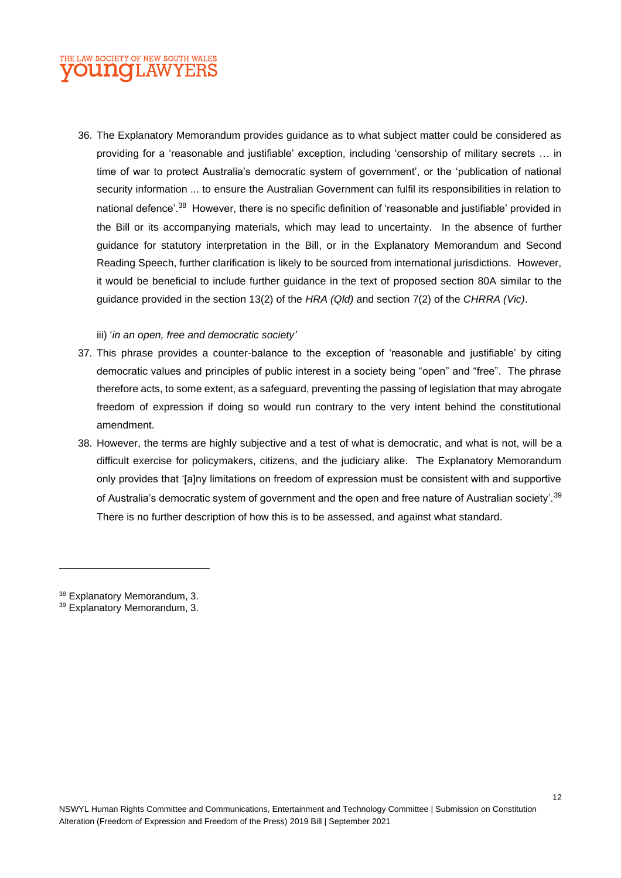36. The Explanatory Memorandum provides guidance as to what subject matter could be considered as providing for a 'reasonable and justifiable' exception, including 'censorship of military secrets … in time of war to protect Australia's democratic system of government', or the 'publication of national security information ... to ensure the Australian Government can fulfil its responsibilities in relation to national defence'.[38] However, there is no specific definition of 'reasonable and justifiable' provided in the Bill or its accompanying materials, which may lead to uncertainty. In the absence of further guidance for statutory interpretation in the Bill, or in the Explanatory Memorandum and Second Reading Speech, further clarification is likely to be sourced from international jurisdictions. However, it would be beneficial to include further guidance in the text of proposed section 80A similar to the guidance provided in the section 13(2) of the *HRA (Qld)* and section 7(2) of the *CHRRA (Vic)*.

iii) '*in an open, free and democratic society'*

37. This phrase provides a counter-balance to the exception of 'reasonable and justifiable' by citing democratic values and principles of public interest in a society being "open" and "free". The phrase therefore acts, to some extent, as a safeguard, preventing the passing of legislation that may abrogate freedom of expression if doing so would run contrary to the very intent behind the constitutional amendment.
38. However, the terms are highly subjective and a test of what is democratic, and what is not, will be a difficult exercise for policymakers, citizens, and the judiciary alike. The Explanatory Memorandum only provides that '[a]ny limitations on freedom of expression must be consistent with and supportive of Australia's democratic system of government and the open and free nature of Australian society'.[39] There is no further description of how this is to be assessed, and against what standard.

---

[38] Explanatory Memorandum, 3.
[39] Explanatory Memorandum, 3.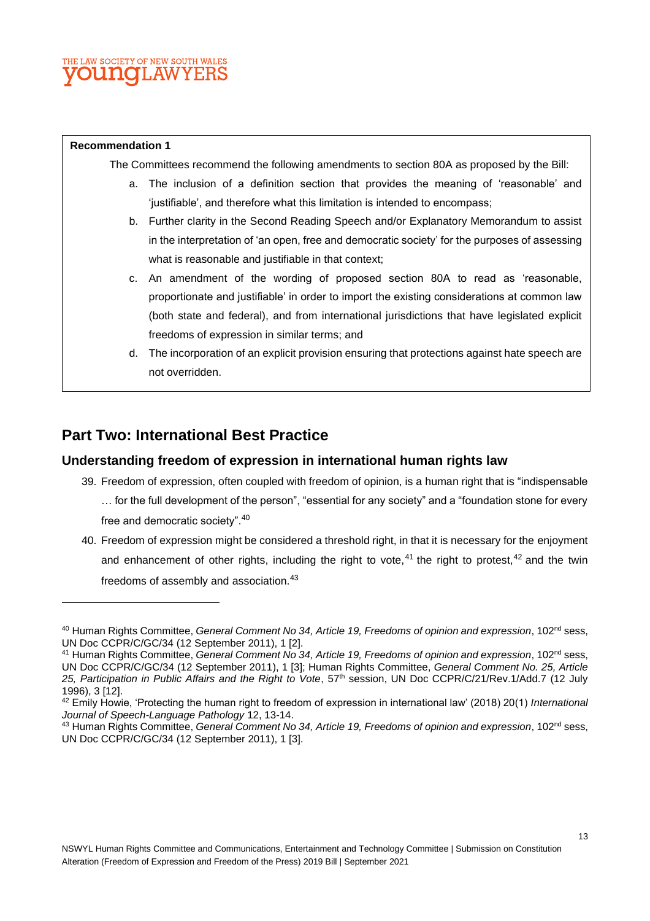**Recommendation 1**

The Committees recommend the following amendments to section 80A as proposed by the Bill:

a. The inclusion of a definition section that provides the meaning of 'reasonable' and 'justifiable', and therefore what this limitation is intended to encompass;

b. Further clarity in the Second Reading Speech and/or Explanatory Memorandum to assist in the interpretation of 'an open, free and democratic society' for the purposes of assessing what is reasonable and justifiable in that context;

c. An amendment of the wording of proposed section 80A to read as 'reasonable, proportionate and justifiable' in order to import the existing considerations at common law (both state and federal), and from international jurisdictions that have legislated explicit freedoms of expression in similar terms; and

d. The incorporation of an explicit provision ensuring that protections against hate speech are not overridden.

## Part Two: International Best Practice

### Understanding freedom of expression in international human rights law

39. Freedom of expression, often coupled with freedom of opinion, is a human right that is "indispensable … for the full development of the person", "essential for any society" and a "foundation stone for every free and democratic society".[40]

40. Freedom of expression might be considered a threshold right, in that it is necessary for the enjoyment and enhancement of other rights, including the right to vote,[41] the right to protest,[42] and the twin freedoms of assembly and association.[43]

---

[40] Human Rights Committee, *General Comment No 34, Article 19, Freedoms of opinion and expression*, 102nd sess, UN Doc CCPR/C/GC/34 (12 September 2011), 1 [2].

[41] Human Rights Committee, *General Comment No 34, Article 19, Freedoms of opinion and expression*, 102nd sess, UN Doc CCPR/C/GC/34 (12 September 2011), 1 [3]; Human Rights Committee, *General Comment No. 25, Article 25, Participation in Public Affairs and the Right to Vote*, 57th session, UN Doc CCPR/C/21/Rev.1/Add.7 (12 July 1996), 3 [12].

[42] Emily Howie, 'Protecting the human right to freedom of expression in international law' (2018) 20(1) *International Journal of Speech-Language Pathology* 12, 13-14.

[43] Human Rights Committee, *General Comment No 34, Article 19, Freedoms of opinion and expression*, 102nd sess, UN Doc CCPR/C/GC/34 (12 September 2011), 1 [3].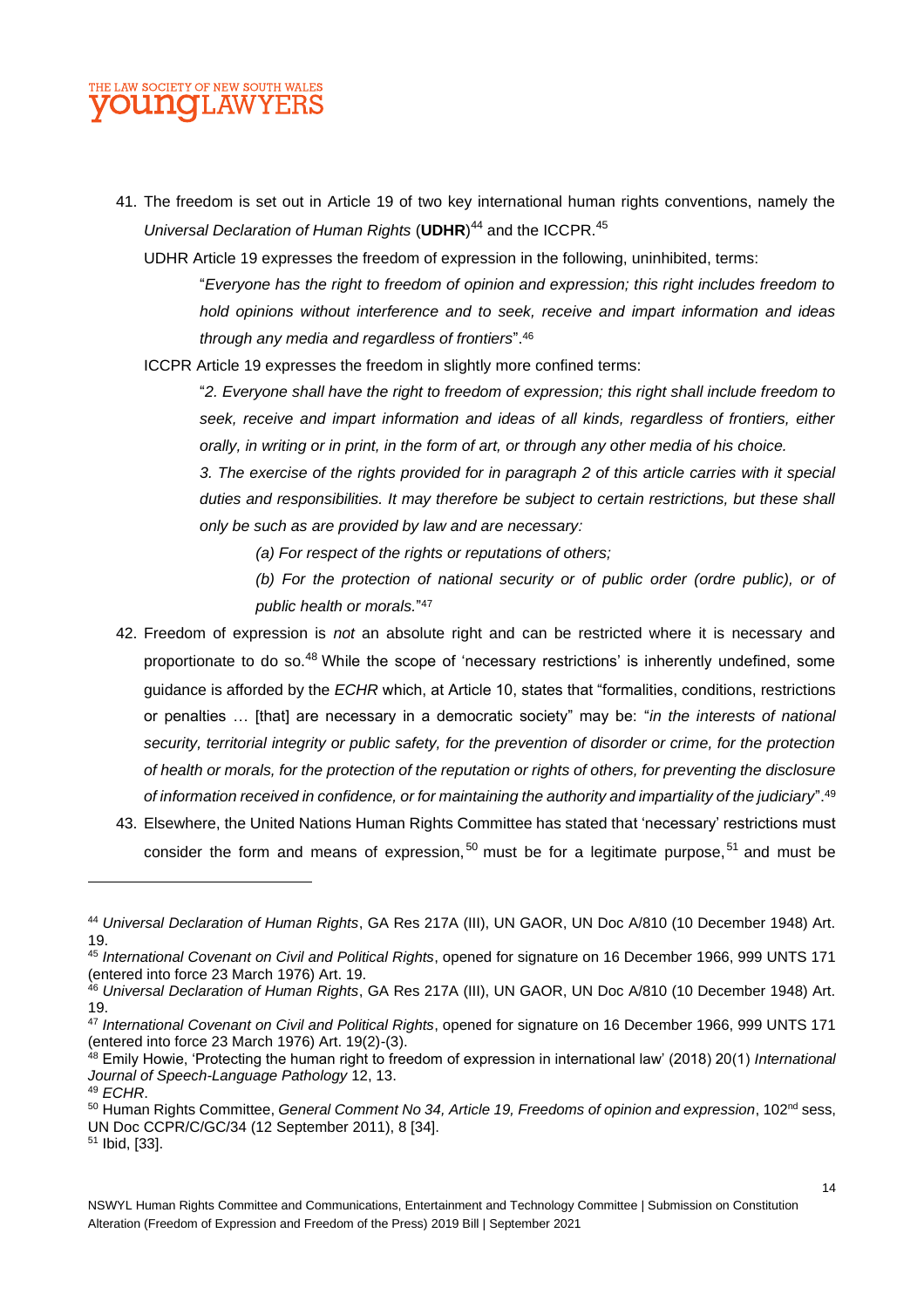41. The freedom is set out in Article 19 of two key international human rights conventions, namely the *Universal Declaration of Human Rights* (**UDHR**)[44] and the ICCPR.[45]

    UDHR Article 19 expresses the freedom of expression in the following, uninhibited, terms:

    > "*Everyone has the right to freedom of opinion and expression; this right includes freedom to hold opinions without interference and to seek, receive and impart information and ideas through any media and regardless of frontiers*".[46]

    ICCPR Article 19 expresses the freedom in slightly more confined terms:

    > "*2. Everyone shall have the right to freedom of expression; this right shall include freedom to seek, receive and impart information and ideas of all kinds, regardless of frontiers, either orally, in writing or in print, in the form of art, or through any other media of his choice.*
    >
    > *3. The exercise of the rights provided for in paragraph 2 of this article carries with it special duties and responsibilities. It may therefore be subject to certain restrictions, but these shall only be such as are provided by law and are necessary:*
    >
    > *(a) For respect of the rights or reputations of others;*
    >
    > *(b) For the protection of national security or of public order (ordre public), or of public health or morals.*"[47]

42. Freedom of expression is *not* an absolute right and can be restricted where it is necessary and proportionate to do so.[48] While the scope of 'necessary restrictions' is inherently undefined, some guidance is afforded by the *ECHR* which, at Article 10, states that "formalities, conditions, restrictions or penalties … [that] are necessary in a democratic society" may be: "*in the interests of national security, territorial integrity or public safety, for the prevention of disorder or crime, for the protection of health or morals, for the protection of the reputation or rights of others, for preventing the disclosure of information received in confidence, or for maintaining the authority and impartiality of the judiciary*".[49]

43. Elsewhere, the United Nations Human Rights Committee has stated that 'necessary' restrictions must consider the form and means of expression,[50] must be for a legitimate purpose,[51] and must be

---

[44] *Universal Declaration of Human Rights*, GA Res 217A (III), UN GAOR, UN Doc A/810 (10 December 1948) Art. 19.

[45] *International Covenant on Civil and Political Rights*, opened for signature on 16 December 1966, 999 UNTS 171 (entered into force 23 March 1976) Art. 19.

[46] *Universal Declaration of Human Rights*, GA Res 217A (III), UN GAOR, UN Doc A/810 (10 December 1948) Art. 19.

[47] *International Covenant on Civil and Political Rights*, opened for signature on 16 December 1966, 999 UNTS 171 (entered into force 23 March 1976) Art. 19(2)-(3).

[48] Emily Howie, 'Protecting the human right to freedom of expression in international law' (2018) 20(1) *International Journal of Speech-Language Pathology* 12, 13.

[49] *ECHR*.

[50] Human Rights Committee, *General Comment No 34, Article 19, Freedoms of opinion and expression*, 102nd sess, UN Doc CCPR/C/GC/34 (12 September 2011), 8 [34].

[51] Ibid, [33].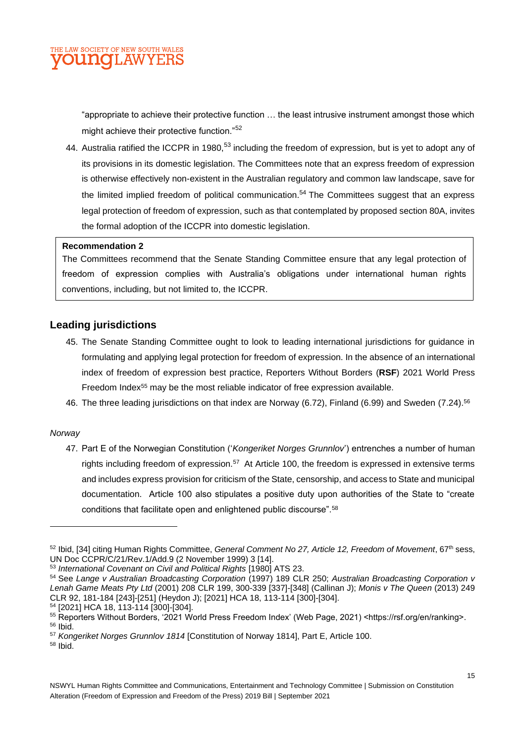"appropriate to achieve their protective function … the least intrusive instrument amongst those which might achieve their protective function."[52]

44. Australia ratified the ICCPR in 1980,[53] including the freedom of expression, but is yet to adopt any of its provisions in its domestic legislation. The Committees note that an express freedom of expression is otherwise effectively non-existent in the Australian regulatory and common law landscape, save for the limited implied freedom of political communication.[54] The Committees suggest that an express legal protection of freedom of expression, such as that contemplated by proposed section 80A, invites the formal adoption of the ICCPR into domestic legislation.

> **Recommendation 2**
> The Committees recommend that the Senate Standing Committee ensure that any legal protection of freedom of expression complies with Australia's obligations under international human rights conventions, including, but not limited to, the ICCPR.

## Leading jurisdictions

45. The Senate Standing Committee ought to look to leading international jurisdictions for guidance in formulating and applying legal protection for freedom of expression. In the absence of an international index of freedom of expression best practice, Reporters Without Borders (**RSF**) 2021 World Press Freedom Index[55] may be the most reliable indicator of free expression available.

46. The three leading jurisdictions on that index are Norway (6.72), Finland (6.99) and Sweden (7.24).[56]

*Norway*

47. Part E of the Norwegian Constitution ('*Kongeriket Norges Grunnlov*') entrenches a number of human rights including freedom of expression.[57] At Article 100, the freedom is expressed in extensive terms and includes express provision for criticism of the State, censorship, and access to State and municipal documentation. Article 100 also stipulates a positive duty upon authorities of the State to "create conditions that facilitate open and enlightened public discourse".[58]

---

[52] Ibid, [34] citing Human Rights Committee, *General Comment No 27, Article 12, Freedom of Movement*, 67th sess, UN Doc CCPR/C/21/Rev.1/Add.9 (2 November 1999) 3 [14].

[53] *International Covenant on Civil and Political Rights* [1980] ATS 23.

[54] See *Lange v Australian Broadcasting Corporation* (1997) 189 CLR 250; *Australian Broadcasting Corporation v Lenah Game Meats Pty Ltd* (2001) 208 CLR 199, 300-339 [337]-[348] (Callinan J); *Monis v The Queen* (2013) 249 CLR 92, 181-184 [243]-[251] (Heydon J); [2021] HCA 18, 113-114 [300]-[304].

[54] [2021] HCA 18, 113-114 [300]-[304].

[55] Reporters Without Borders, '2021 World Press Freedom Index' (Web Page, 2021) <https://rsf.org/en/ranking>.

[56] Ibid.

[57] *Kongeriket Norges Grunnlov 1814* [Constitution of Norway 1814], Part E, Article 100.

[58] Ibid.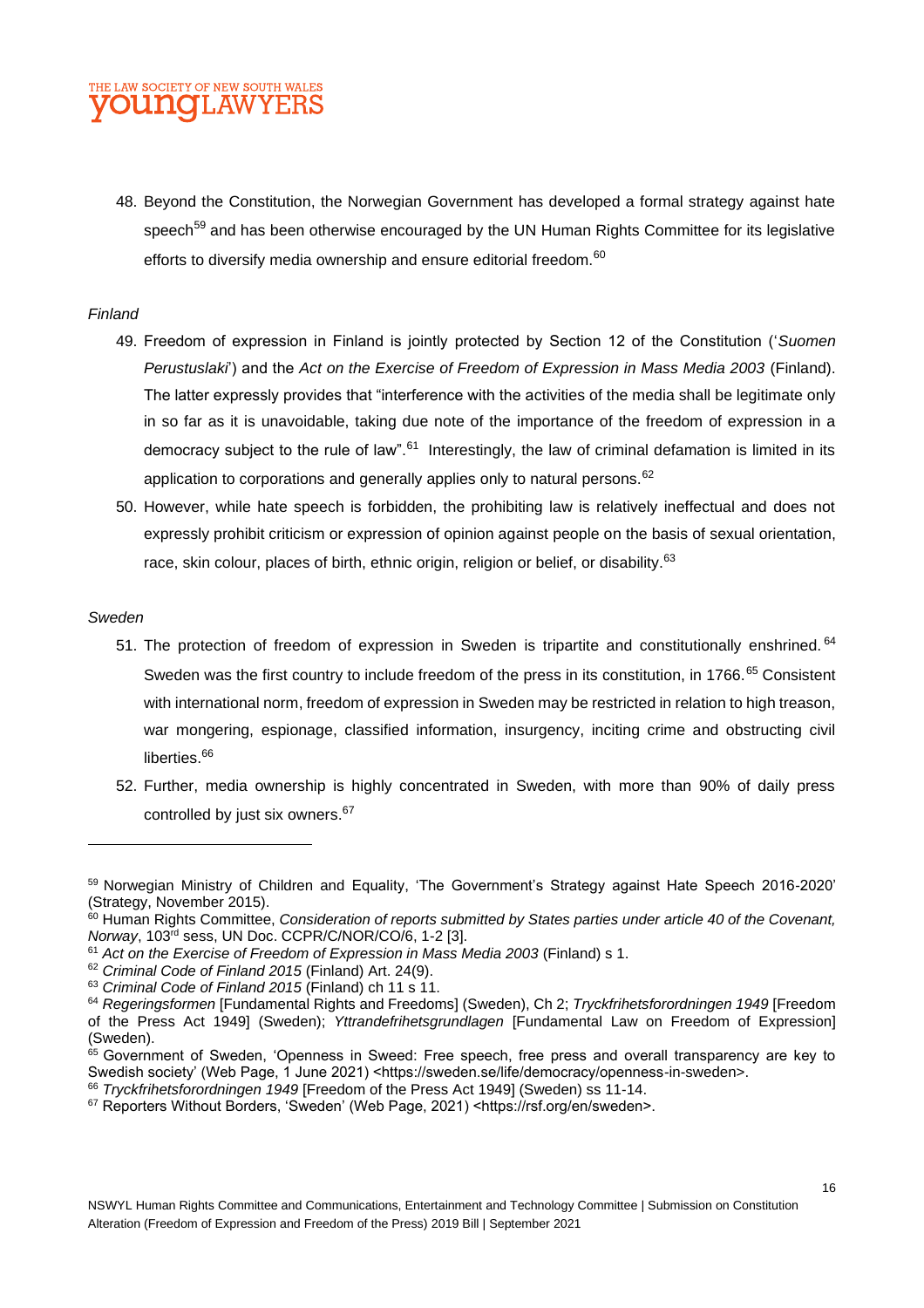48. Beyond the Constitution, the Norwegian Government has developed a formal strategy against hate speech[59] and has been otherwise encouraged by the UN Human Rights Committee for its legislative efforts to diversify media ownership and ensure editorial freedom.[60]

*Finland*

49. Freedom of expression in Finland is jointly protected by Section 12 of the Constitution ('*Suomen Perustuslaki*') and the *Act on the Exercise of Freedom of Expression in Mass Media 2003* (Finland). The latter expressly provides that "interference with the activities of the media shall be legitimate only in so far as it is unavoidable, taking due note of the importance of the freedom of expression in a democracy subject to the rule of law".[61] Interestingly, the law of criminal defamation is limited in its application to corporations and generally applies only to natural persons.[62]

50. However, while hate speech is forbidden, the prohibiting law is relatively ineffectual and does not expressly prohibit criticism or expression of opinion against people on the basis of sexual orientation, race, skin colour, places of birth, ethnic origin, religion or belief, or disability.[63]

*Sweden*

51. The protection of freedom of expression in Sweden is tripartite and constitutionally enshrined.[64] Sweden was the first country to include freedom of the press in its constitution, in 1766.[65] Consistent with international norm, freedom of expression in Sweden may be restricted in relation to high treason, war mongering, espionage, classified information, insurgency, inciting crime and obstructing civil liberties.[66]

52. Further, media ownership is highly concentrated in Sweden, with more than 90% of daily press controlled by just six owners.[67]

---

[59] Norwegian Ministry of Children and Equality, 'The Government's Strategy against Hate Speech 2016-2020' (Strategy, November 2015).

[60] Human Rights Committee, *Consideration of reports submitted by States parties under article 40 of the Covenant, Norway*, 103rd sess, UN Doc. CCPR/C/NOR/CO/6, 1-2 [3].

[61] *Act on the Exercise of Freedom of Expression in Mass Media 2003* (Finland) s 1.

[62] *Criminal Code of Finland 2015* (Finland) Art. 24(9).

[63] *Criminal Code of Finland 2015* (Finland) ch 11 s 11.

[64] *Regeringsformen* [Fundamental Rights and Freedoms] (Sweden), Ch 2; *Tryckfrihetsforordningen 1949* [Freedom of the Press Act 1949] (Sweden); *Yttrandefrihetsgrundlagen* [Fundamental Law on Freedom of Expression] (Sweden).

[65] Government of Sweden, 'Openness in Sweed: Free speech, free press and overall transparency are key to Swedish society' (Web Page, 1 June 2021) <https://sweden.se/life/democracy/openness-in-sweden>.

[66] *Tryckfrihetsforordningen 1949* [Freedom of the Press Act 1949] (Sweden) ss 11-14.

[67] Reporters Without Borders, 'Sweden' (Web Page, 2021) <https://rsf.org/en/sweden>.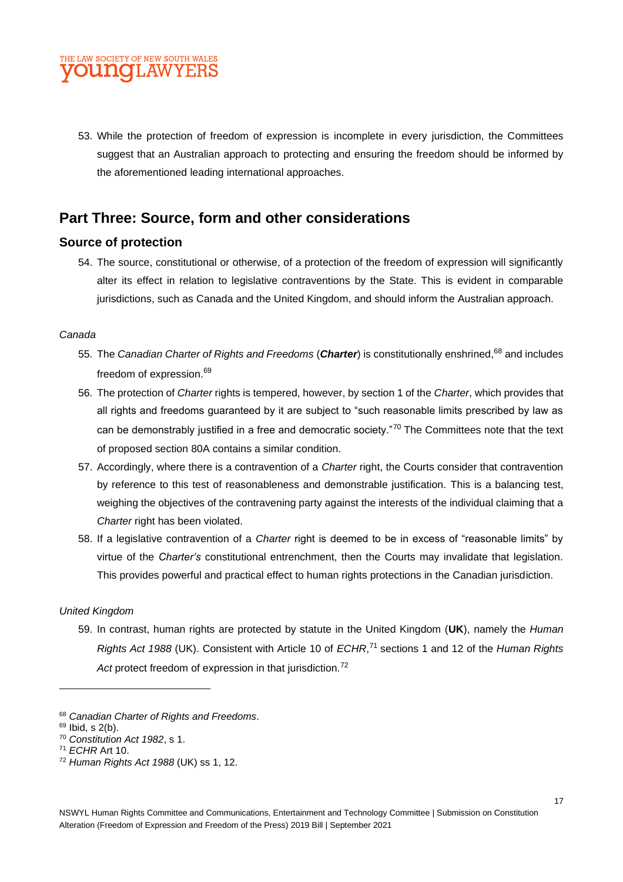53. While the protection of freedom of expression is incomplete in every jurisdiction, the Committees suggest that an Australian approach to protecting and ensuring the freedom should be informed by the aforementioned leading international approaches.

## Part Three: Source, form and other considerations

### Source of protection

54. The source, constitutional or otherwise, of a protection of the freedom of expression will significantly alter its effect in relation to legislative contraventions by the State. This is evident in comparable jurisdictions, such as Canada and the United Kingdom, and should inform the Australian approach.

*Canada*

55. The *Canadian Charter of Rights and Freedoms* (***Charter***) is constitutionally enshrined,[68] and includes freedom of expression.[69]

56. The protection of *Charter* rights is tempered, however, by section 1 of the *Charter*, which provides that all rights and freedoms guaranteed by it are subject to "such reasonable limits prescribed by law as can be demonstrably justified in a free and democratic society."[70] The Committees note that the text of proposed section 80A contains a similar condition.

57. Accordingly, where there is a contravention of a *Charter* right, the Courts consider that contravention by reference to this test of reasonableness and demonstrable justification. This is a balancing test, weighing the objectives of the contravening party against the interests of the individual claiming that a *Charter* right has been violated.

58. If a legislative contravention of a *Charter* right is deemed to be in excess of "reasonable limits" by virtue of the *Charter's* constitutional entrenchment, then the Courts may invalidate that legislation. This provides powerful and practical effect to human rights protections in the Canadian jurisdiction.

*United Kingdom*

59. In contrast, human rights are protected by statute in the United Kingdom (**UK**), namely the *Human Rights Act 1988* (UK). Consistent with Article 10 of *ECHR*,[71] sections 1 and 12 of the *Human Rights Act* protect freedom of expression in that jurisdiction.[72]

---

[68] *Canadian Charter of Rights and Freedoms*.

[69] Ibid, s 2(b).

[70] *Constitution Act 1982*, s 1.

[71] *ECHR* Art 10.

[72] *Human Rights Act 1988* (UK) ss 1, 12.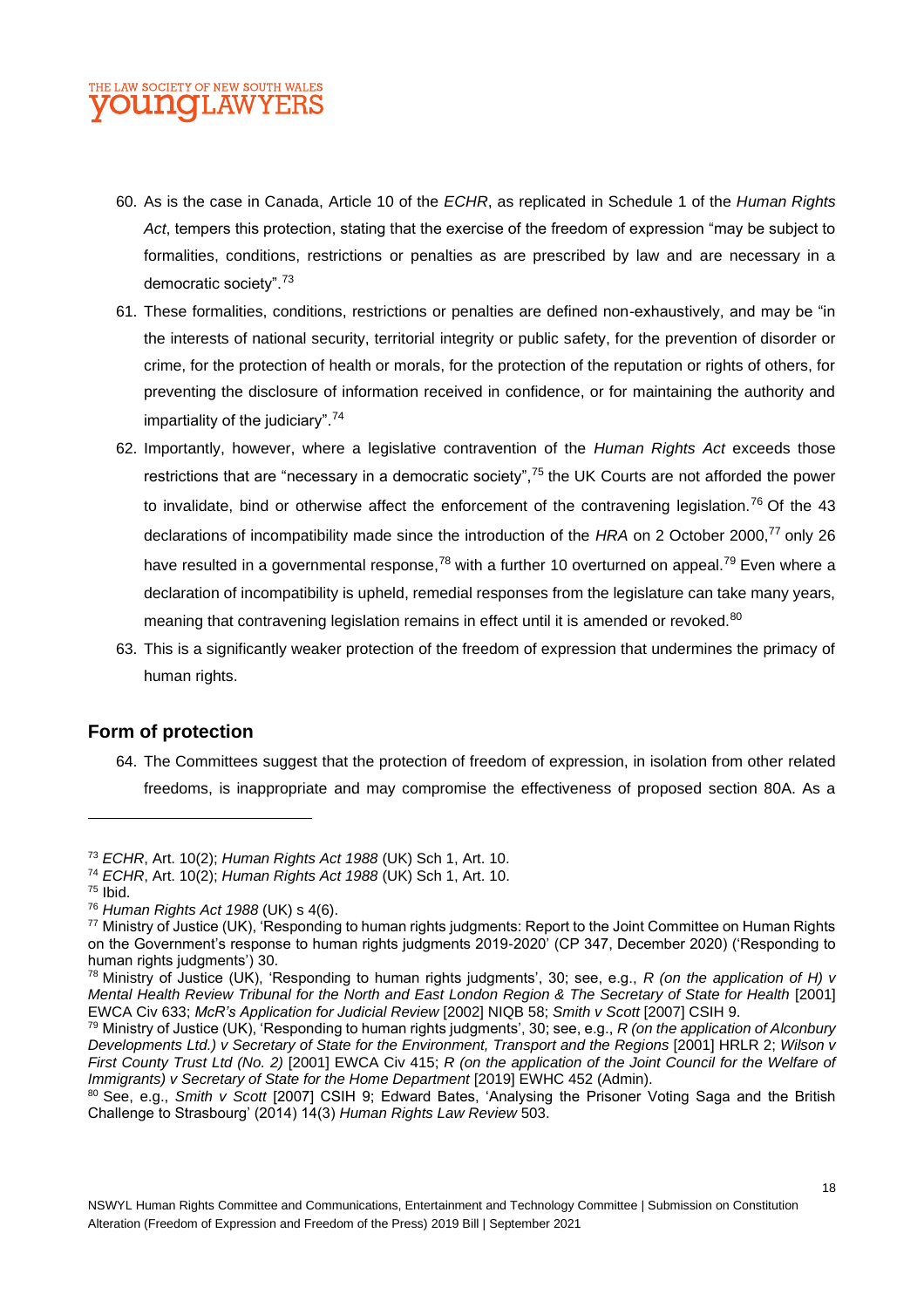60. As is the case in Canada, Article 10 of the *ECHR*, as replicated in Schedule 1 of the *Human Rights Act*, tempers this protection, stating that the exercise of the freedom of expression "may be subject to formalities, conditions, restrictions or penalties as are prescribed by law and are necessary in a democratic society".[73]

61. These formalities, conditions, restrictions or penalties are defined non-exhaustively, and may be "in the interests of national security, territorial integrity or public safety, for the prevention of disorder or crime, for the protection of health or morals, for the protection of the reputation or rights of others, for preventing the disclosure of information received in confidence, or for maintaining the authority and impartiality of the judiciary".[74]

62. Importantly, however, where a legislative contravention of the *Human Rights Act* exceeds those restrictions that are "necessary in a democratic society",[75] the UK Courts are not afforded the power to invalidate, bind or otherwise affect the enforcement of the contravening legislation.[76] Of the 43 declarations of incompatibility made since the introduction of the *HRA* on 2 October 2000,[77] only 26 have resulted in a governmental response,[78] with a further 10 overturned on appeal.[79] Even where a declaration of incompatibility is upheld, remedial responses from the legislature can take many years, meaning that contravening legislation remains in effect until it is amended or revoked.[80]

63. This is a significantly weaker protection of the freedom of expression that undermines the primacy of human rights.

## Form of protection

64. The Committees suggest that the protection of freedom of expression, in isolation from other related freedoms, is inappropriate and may compromise the effectiveness of proposed section 80A. As a

---

[73] *ECHR*, Art. 10(2); *Human Rights Act 1988* (UK) Sch 1, Art. 10.

[74] *ECHR*, Art. 10(2); *Human Rights Act 1988* (UK) Sch 1, Art. 10.

[75] Ibid.

[76] *Human Rights Act 1988* (UK) s 4(6).

[77] Ministry of Justice (UK), 'Responding to human rights judgments: Report to the Joint Committee on Human Rights on the Government's response to human rights judgments 2019-2020' (CP 347, December 2020) ('Responding to human rights judgments') 30.

[78] Ministry of Justice (UK), 'Responding to human rights judgments', 30; see, e.g., *R (on the application of H) v Mental Health Review Tribunal for the North and East London Region & The Secretary of State for Health* [2001] EWCA Civ 633; *McR's Application for Judicial Review* [2002] NIQB 58; *Smith v Scott* [2007] CSIH 9.

[79] Ministry of Justice (UK), 'Responding to human rights judgments', 30; see, e.g., *R (on the application of Alconbury Developments Ltd.) v Secretary of State for the Environment, Transport and the Regions* [2001] HRLR 2; *Wilson v First County Trust Ltd (No. 2)* [2001] EWCA Civ 415; *R (on the application of the Joint Council for the Welfare of Immigrants) v Secretary of State for the Home Department* [2019] EWHC 452 (Admin).

[80] See, e.g., *Smith v Scott* [2007] CSIH 9; Edward Bates, 'Analysing the Prisoner Voting Saga and the British Challenge to Strasbourg' (2014) 14(3) *Human Rights Law Review* 503.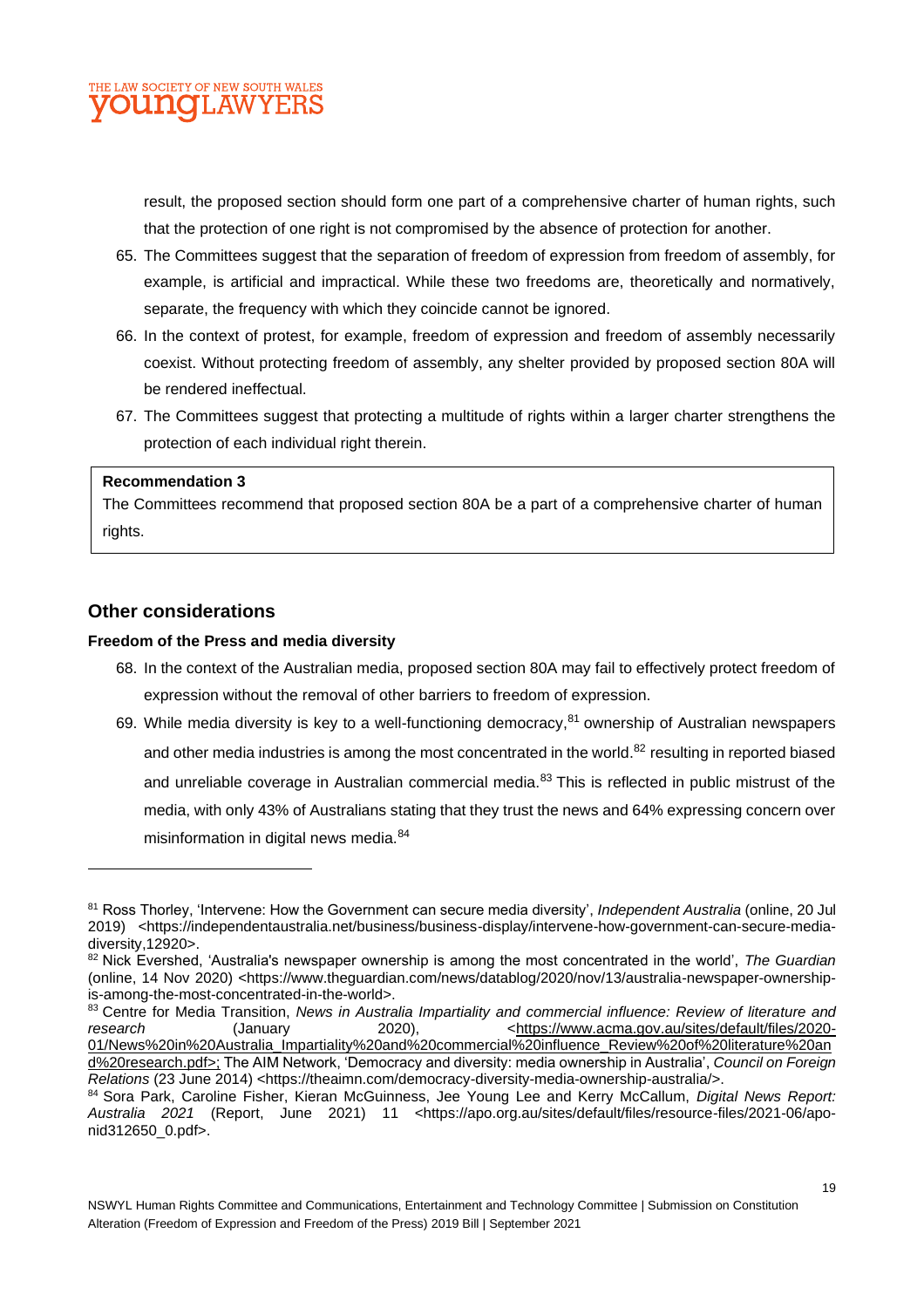result, the proposed section should form one part of a comprehensive charter of human rights, such that the protection of one right is not compromised by the absence of protection for another.

65. The Committees suggest that the separation of freedom of expression from freedom of assembly, for example, is artificial and impractical. While these two freedoms are, theoretically and normatively, separate, the frequency with which they coincide cannot be ignored.
66. In the context of protest, for example, freedom of expression and freedom of assembly necessarily coexist. Without protecting freedom of assembly, any shelter provided by proposed section 80A will be rendered ineffectual.
67. The Committees suggest that protecting a multitude of rights within a larger charter strengthens the protection of each individual right therein.

> **Recommendation 3**
>
> The Committees recommend that proposed section 80A be a part of a comprehensive charter of human rights.

## Other considerations

### Freedom of the Press and media diversity

68. In the context of the Australian media, proposed section 80A may fail to effectively protect freedom of expression without the removal of other barriers to freedom of expression.
69. While media diversity is key to a well-functioning democracy,[81] ownership of Australian newspapers and other media industries is among the most concentrated in the world.[82] resulting in reported biased and unreliable coverage in Australian commercial media.[83] This is reflected in public mistrust of the media, with only 43% of Australians stating that they trust the news and 64% expressing concern over misinformation in digital news media.[84]

---

[81] Ross Thorley, 'Intervene: How the Government can secure media diversity', *Independent Australia* (online, 20 Jul 2019) <https://independentaustralia.net/business/business-display/intervene-how-government-can-secure-media-diversity,12920>.

[82] Nick Evershed, 'Australia's newspaper ownership is among the most concentrated in the world', *The Guardian* (online, 14 Nov 2020) <https://www.theguardian.com/news/datablog/2020/nov/13/australia-newspaper-ownership-is-among-the-most-concentrated-in-the-world>.

[83] Centre for Media Transition, *News in Australia Impartiality and commercial influence: Review of literature and research* (January 2020), <https://www.acma.gov.au/sites/default/files/2020-01/News%20in%20Australia_Impartiality%20and%20commercial%20influence_Review%20of%20literature%20and%20research.pdf>; The AIM Network, 'Democracy and diversity: media ownership in Australia', *Council on Foreign Relations* (23 June 2014) <https://theaimn.com/democracy-diversity-media-ownership-australia/>.

[84] Sora Park, Caroline Fisher, Kieran McGuinness, Jee Young Lee and Kerry McCallum, *Digital News Report: Australia 2021* (Report, June 2021) 11 <https://apo.org.au/sites/default/files/resource-files/2021-06/apo-nid312650_0.pdf>.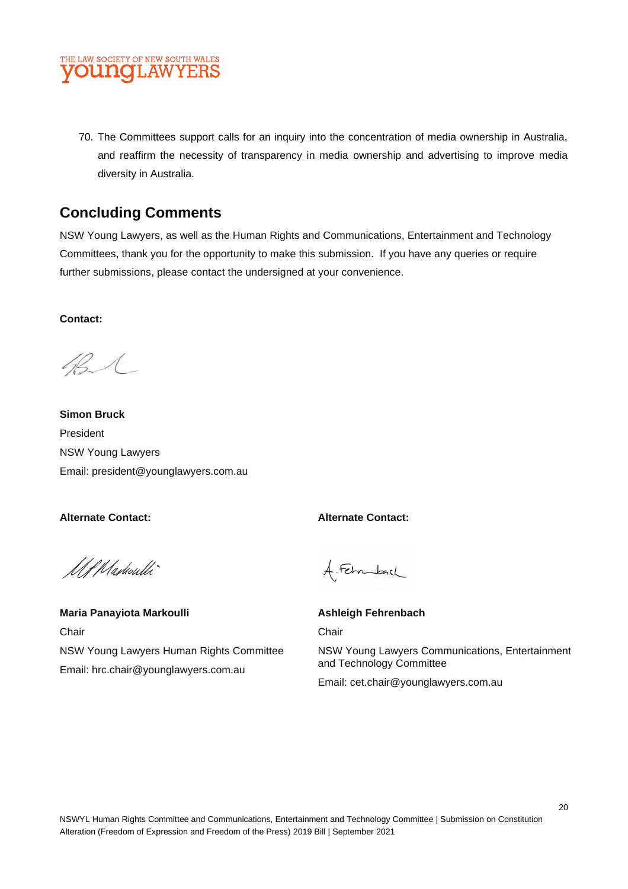70. The Committees support calls for an inquiry into the concentration of media ownership in Australia, and reaffirm the necessity of transparency in media ownership and advertising to improve media diversity in Australia.

## Concluding Comments

NSW Young Lawyers, as well as the Human Rights and Communications, Entertainment and Technology Committees, thank you for the opportunity to make this submission. If you have any queries or require further submissions, please contact the undersigned at your convenience.

**Contact:**

**Simon Bruck**
President
NSW Young Lawyers
Email: president@younglawyers.com.au

**Alternate Contact:**

**Maria Panayiota Markoulli**
Chair
NSW Young Lawyers Human Rights Committee
Email: hrc.chair@younglawyers.com.au

**Alternate Contact:**

**Ashleigh Fehrenbach**
Chair
NSW Young Lawyers Communications, Entertainment and Technology Committee
Email: cet.chair@younglawyers.com.au